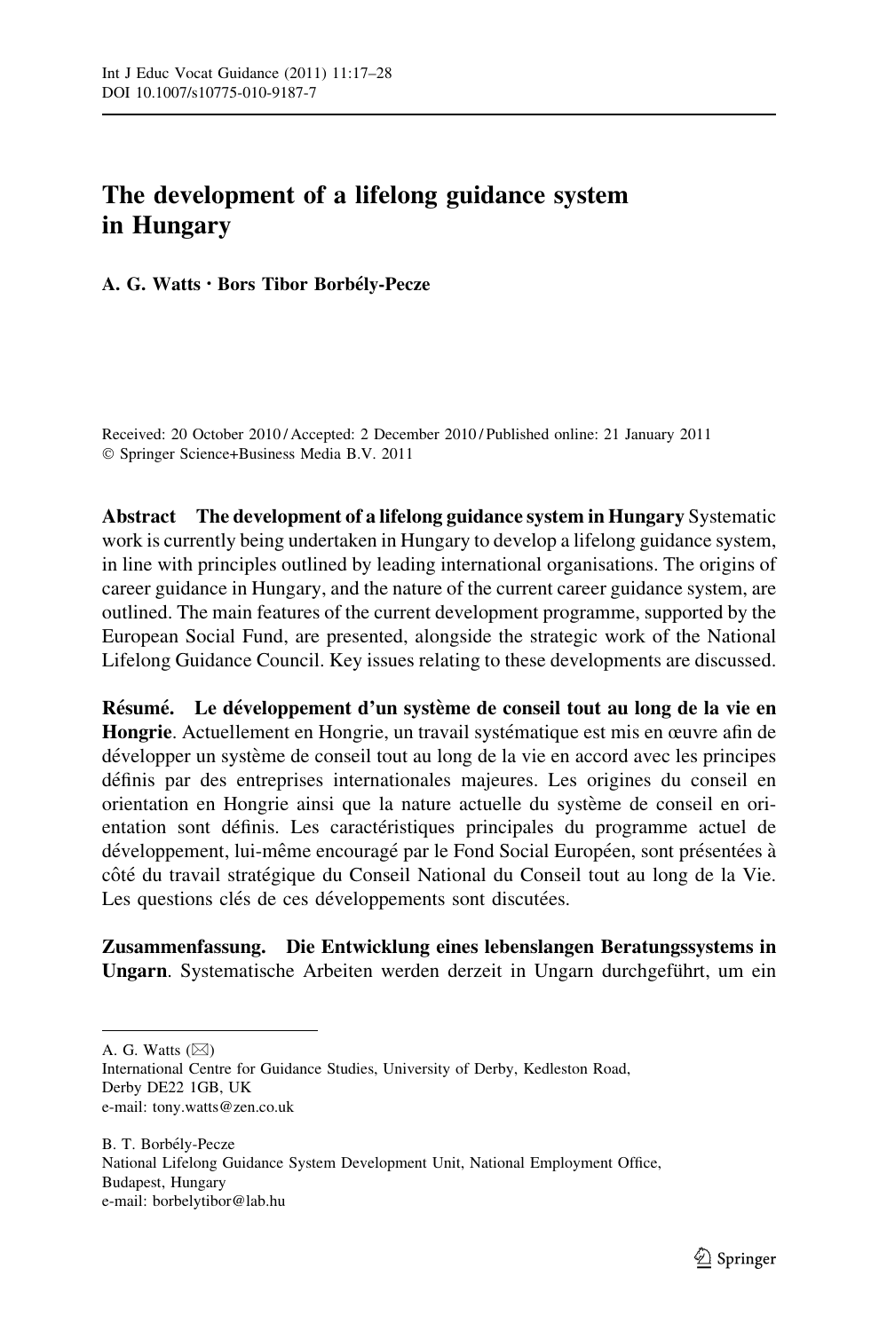# The development of a lifelong guidance system in Hungary

**A. G. Watts · Bors Tibor Borbély-Pecze**

Received: 20 October 2010 / Accepted: 2 December 2010 / Published online: 21 January 2011
© Springer Science+Business Media B.V. 2011

**Abstract** **The development of a lifelong guidance system in Hungary** Systematic work is currently being undertaken in Hungary to develop a lifelong guidance system, in line with principles outlined by leading international organisations. The origins of career guidance in Hungary, and the nature of the current career guidance system, are outlined. The main features of the current development programme, supported by the European Social Fund, are presented, alongside the strategic work of the National Lifelong Guidance Council. Key issues relating to these developments are discussed.

**Résumé.** **Le développement d'un système de conseil tout au long de la vie en Hongrie**. Actuellement en Hongrie, un travail systématique est mis en œuvre afin de développer un système de conseil tout au long de la vie en accord avec les principes définis par des entreprises internationales majeures. Les origines du conseil en orientation en Hongrie ainsi que la nature actuelle du système de conseil en orientation sont définis. Les caractéristiques principales du programme actuel de développement, lui-même encouragé par le Fond Social Européen, sont présentées à côté du travail stratégique du Conseil National du Conseil tout au long de la Vie. Les questions clés de ces développements sont discutées.

**Zusammenfassung.** **Die Entwicklung eines lebenslangen Beratungssystems in Ungarn**. Systematische Arbeiten werden derzeit in Ungarn durchgeführt, um ein

---

A. G. Watts (✉)
International Centre for Guidance Studies, University of Derby, Kedleston Road, Derby DE22 1GB, UK
e-mail: tony.watts@zen.co.uk

B. T. Borbély-Pecze
National Lifelong Guidance System Development Unit, National Employment Office, Budapest, Hungary
e-mail: borbelytibor@lab.hu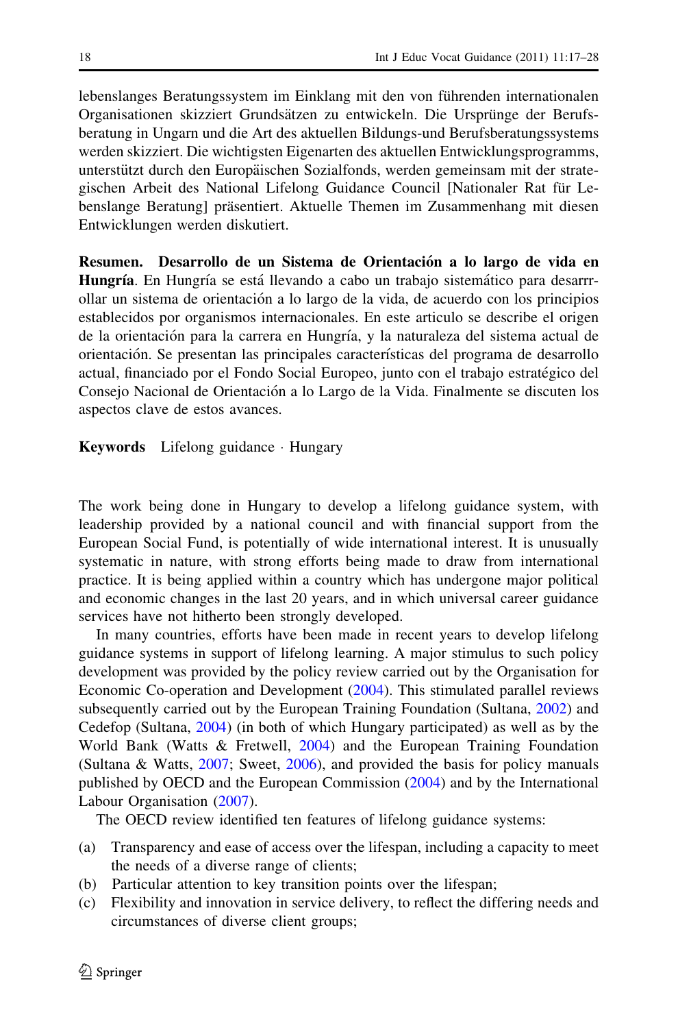lebenslanges Beratungssystem im Einklang mit den von führenden internationalen Organisationen skizziert Grundsätzen zu entwickeln. Die Ursprünge der Berufsberatung in Ungarn und die Art des aktuellen Bildungs-und Berufsberatungssystems werden skizziert. Die wichtigsten Eigenarten des aktuellen Entwicklungsprogramms, unterstützt durch den Europäischen Sozialfonds, werden gemeinsam mit der strategischen Arbeit des National Lifelong Guidance Council [Nationaler Rat für Lebenslange Beratung] präsentiert. Aktuelle Themen im Zusammenhang mit diesen Entwicklungen werden diskutiert.

**Resumen. Desarrollo de un Sistema de Orientación a lo largo de vida en Hungría**. En Hungría se está llevando a cabo un trabajo sistemático para desarrrollar un sistema de orientación a lo largo de la vida, de acuerdo con los principios establecidos por organismos internacionales. En este articulo se describe el origen de la orientación para la carrera en Hungría, y la naturaleza del sistema actual de orientación. Se presentan las principales características del programa de desarrollo actual, financiado por el Fondo Social Europeo, junto con el trabajo estratégico del Consejo Nacional de Orientación a lo Largo de la Vida. Finalmente se discuten los aspectos clave de estos avances.

**Keywords** Lifelong guidance · Hungary

The work being done in Hungary to develop a lifelong guidance system, with leadership provided by a national council and with financial support from the European Social Fund, is potentially of wide international interest. It is unusually systematic in nature, with strong efforts being made to draw from international practice. It is being applied within a country which has undergone major political and economic changes in the last 20 years, and in which universal career guidance services have not hitherto been strongly developed.

In many countries, efforts have been made in recent years to develop lifelong guidance systems in support of lifelong learning. A major stimulus to such policy development was provided by the policy review carried out by the Organisation for Economic Co-operation and Development (2004). This stimulated parallel reviews subsequently carried out by the European Training Foundation (Sultana, 2002) and Cedefop (Sultana, 2004) (in both of which Hungary participated) as well as by the World Bank (Watts & Fretwell, 2004) and the European Training Foundation (Sultana & Watts, 2007; Sweet, 2006), and provided the basis for policy manuals published by OECD and the European Commission (2004) and by the International Labour Organisation (2007).

The OECD review identified ten features of lifelong guidance systems:

(a) Transparency and ease of access over the lifespan, including a capacity to meet the needs of a diverse range of clients;
(b) Particular attention to key transition points over the lifespan;
(c) Flexibility and innovation in service delivery, to reflect the differing needs and circumstances of diverse client groups;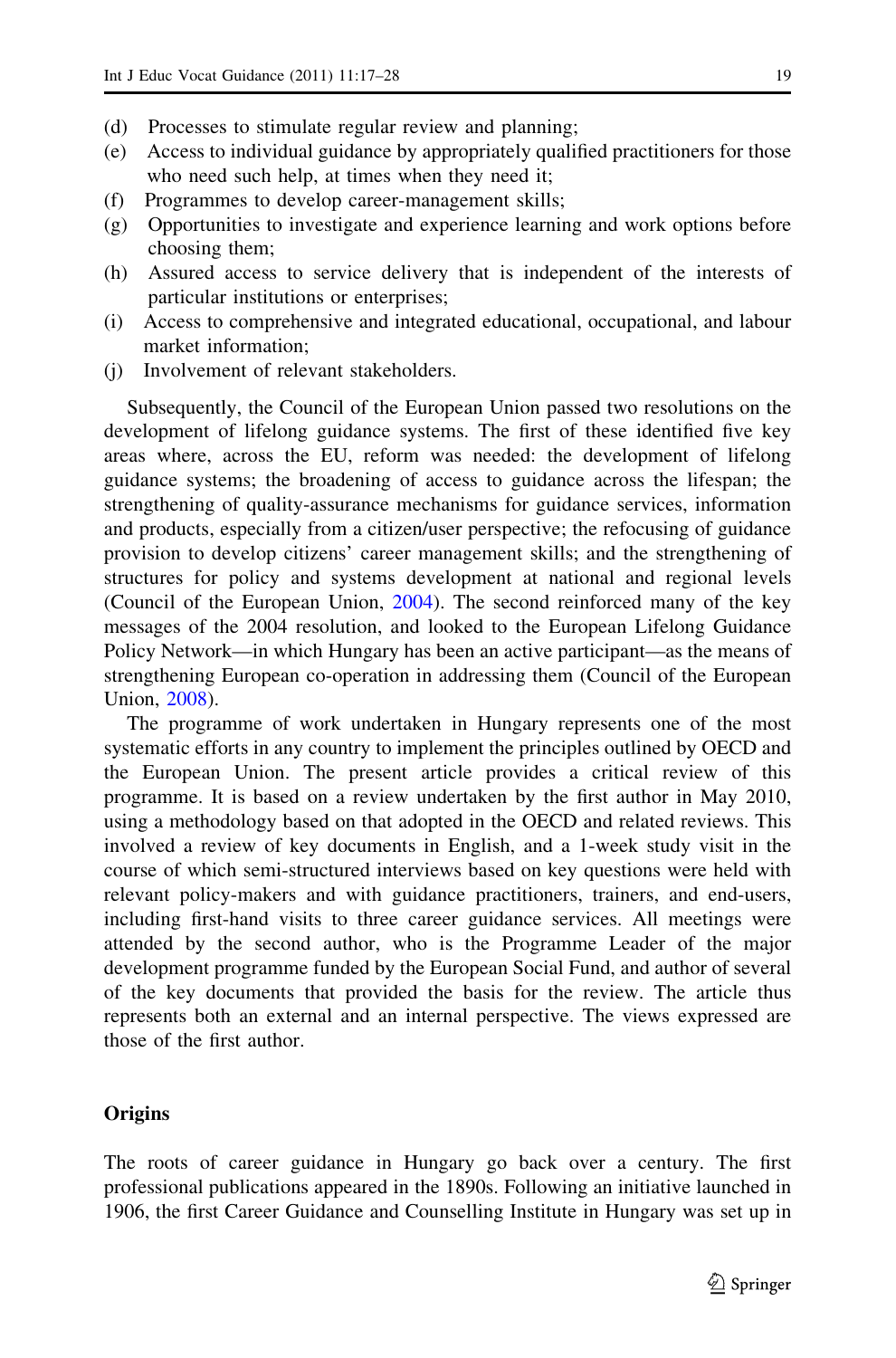(d) Processes to stimulate regular review and planning;
(e) Access to individual guidance by appropriately qualified practitioners for those who need such help, at times when they need it;
(f) Programmes to develop career-management skills;
(g) Opportunities to investigate and experience learning and work options before choosing them;
(h) Assured access to service delivery that is independent of the interests of particular institutions or enterprises;
(i) Access to comprehensive and integrated educational, occupational, and labour market information;
(j) Involvement of relevant stakeholders.

Subsequently, the Council of the European Union passed two resolutions on the development of lifelong guidance systems. The first of these identified five key areas where, across the EU, reform was needed: the development of lifelong guidance systems; the broadening of access to guidance across the lifespan; the strengthening of quality-assurance mechanisms for guidance services, information and products, especially from a citizen/user perspective; the refocusing of guidance provision to develop citizens' career management skills; and the strengthening of structures for policy and systems development at national and regional levels (Council of the European Union, 2004). The second reinforced many of the key messages of the 2004 resolution, and looked to the European Lifelong Guidance Policy Network—in which Hungary has been an active participant—as the means of strengthening European co-operation in addressing them (Council of the European Union, 2008).

The programme of work undertaken in Hungary represents one of the most systematic efforts in any country to implement the principles outlined by OECD and the European Union. The present article provides a critical review of this programme. It is based on a review undertaken by the first author in May 2010, using a methodology based on that adopted in the OECD and related reviews. This involved a review of key documents in English, and a 1-week study visit in the course of which semi-structured interviews based on key questions were held with relevant policy-makers and with guidance practitioners, trainers, and end-users, including first-hand visits to three career guidance services. All meetings were attended by the second author, who is the Programme Leader of the major development programme funded by the European Social Fund, and author of several of the key documents that provided the basis for the review. The article thus represents both an external and an internal perspective. The views expressed are those of the first author.

## Origins

The roots of career guidance in Hungary go back over a century. The first professional publications appeared in the 1890s. Following an initiative launched in 1906, the first Career Guidance and Counselling Institute in Hungary was set up in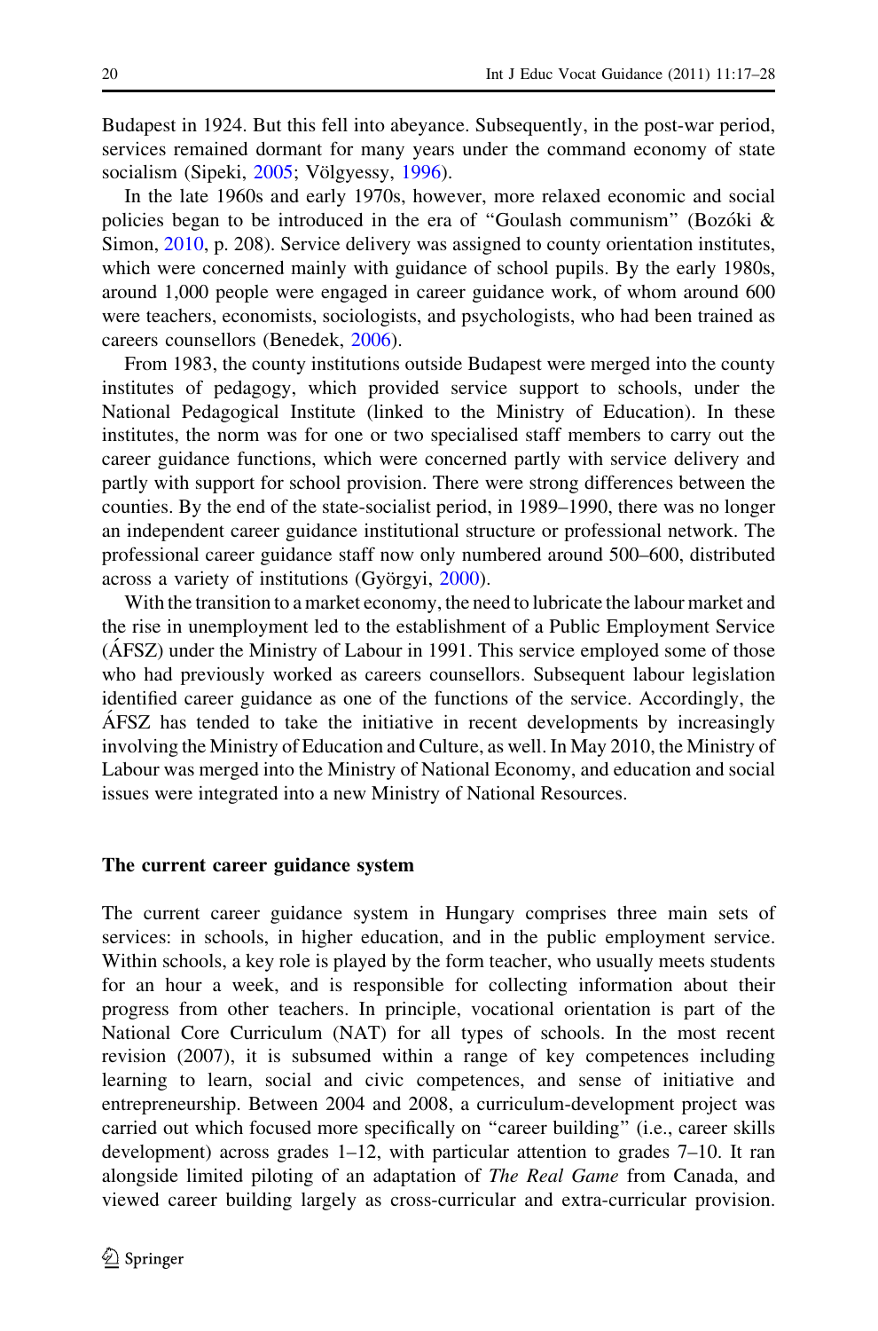Budapest in 1924. But this fell into abeyance. Subsequently, in the post-war period, services remained dormant for many years under the command economy of state socialism (Sipeki, 2005; Völgyessy, 1996).

In the late 1960s and early 1970s, however, more relaxed economic and social policies began to be introduced in the era of "Goulash communism" (Bozóki & Simon, 2010, p. 208). Service delivery was assigned to county orientation institutes, which were concerned mainly with guidance of school pupils. By the early 1980s, around 1,000 people were engaged in career guidance work, of whom around 600 were teachers, economists, sociologists, and psychologists, who had been trained as careers counsellors (Benedek, 2006).

From 1983, the county institutions outside Budapest were merged into the county institutes of pedagogy, which provided service support to schools, under the National Pedagogical Institute (linked to the Ministry of Education). In these institutes, the norm was for one or two specialised staff members to carry out the career guidance functions, which were concerned partly with service delivery and partly with support for school provision. There were strong differences between the counties. By the end of the state-socialist period, in 1989–1990, there was no longer an independent career guidance institutional structure or professional network. The professional career guidance staff now only numbered around 500–600, distributed across a variety of institutions (Györgyi, 2000).

With the transition to a market economy, the need to lubricate the labour market and the rise in unemployment led to the establishment of a Public Employment Service (ÁFSZ) under the Ministry of Labour in 1991. This service employed some of those who had previously worked as careers counsellors. Subsequent labour legislation identified career guidance as one of the functions of the service. Accordingly, the ÁFSZ has tended to take the initiative in recent developments by increasingly involving the Ministry of Education and Culture, as well. In May 2010, the Ministry of Labour was merged into the Ministry of National Economy, and education and social issues were integrated into a new Ministry of National Resources.

## The current career guidance system

The current career guidance system in Hungary comprises three main sets of services: in schools, in higher education, and in the public employment service. Within schools, a key role is played by the form teacher, who usually meets students for an hour a week, and is responsible for collecting information about their progress from other teachers. In principle, vocational orientation is part of the National Core Curriculum (NAT) for all types of schools. In the most recent revision (2007), it is subsumed within a range of key competences including learning to learn, social and civic competences, and sense of initiative and entrepreneurship. Between 2004 and 2008, a curriculum-development project was carried out which focused more specifically on "career building" (i.e., career skills development) across grades 1–12, with particular attention to grades 7–10. It ran alongside limited piloting of an adaptation of *The Real Game* from Canada, and viewed career building largely as cross-curricular and extra-curricular provision.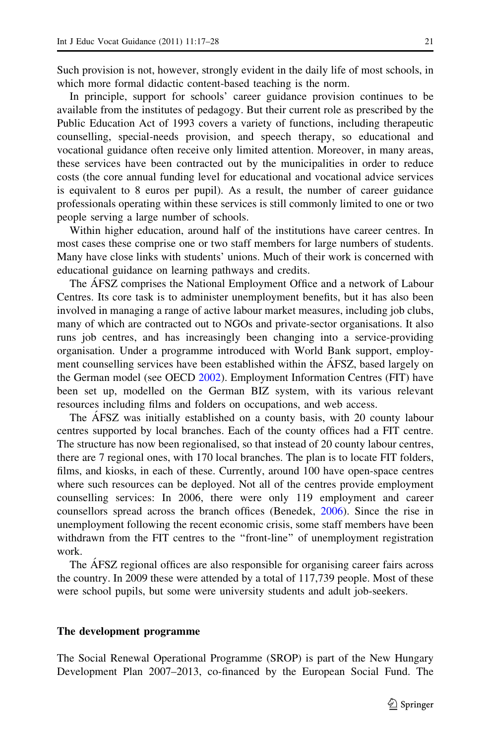Such provision is not, however, strongly evident in the daily life of most schools, in which more formal didactic content-based teaching is the norm.

In principle, support for schools' career guidance provision continues to be available from the institutes of pedagogy. But their current role as prescribed by the Public Education Act of 1993 covers a variety of functions, including therapeutic counselling, special-needs provision, and speech therapy, so educational and vocational guidance often receive only limited attention. Moreover, in many areas, these services have been contracted out by the municipalities in order to reduce costs (the core annual funding level for educational and vocational advice services is equivalent to 8 euros per pupil). As a result, the number of career guidance professionals operating within these services is still commonly limited to one or two people serving a large number of schools.

Within higher education, around half of the institutions have career centres. In most cases these comprise one or two staff members for large numbers of students. Many have close links with students' unions. Much of their work is concerned with educational guidance on learning pathways and credits.

The ÁFSZ comprises the National Employment Office and a network of Labour Centres. Its core task is to administer unemployment benefits, but it has also been involved in managing a range of active labour market measures, including job clubs, many of which are contracted out to NGOs and private-sector organisations. It also runs job centres, and has increasingly been changing into a service-providing organisation. Under a programme introduced with World Bank support, employment counselling services have been established within the ÁFSZ, based largely on the German model (see OECD 2002). Employment Information Centres (FIT) have been set up, modelled on the German BIZ system, with its various relevant resources including films and folders on occupations, and web access.

The ÁFSZ was initially established on a county basis, with 20 county labour centres supported by local branches. Each of the county offices had a FIT centre. The structure has now been regionalised, so that instead of 20 county labour centres, there are 7 regional ones, with 170 local branches. The plan is to locate FIT folders, films, and kiosks, in each of these. Currently, around 100 have open-space centres where such resources can be deployed. Not all of the centres provide employment counselling services: In 2006, there were only 119 employment and career counsellors spread across the branch offices (Benedek, 2006). Since the rise in unemployment following the recent economic crisis, some staff members have been withdrawn from the FIT centres to the "front-line" of unemployment registration work.

The ÁFSZ regional offices are also responsible for organising career fairs across the country. In 2009 these were attended by a total of 117,739 people. Most of these were school pupils, but some were university students and adult job-seekers.

#### The development programme

The Social Renewal Operational Programme (SROP) is part of the New Hungary Development Plan 2007–2013, co-financed by the European Social Fund. The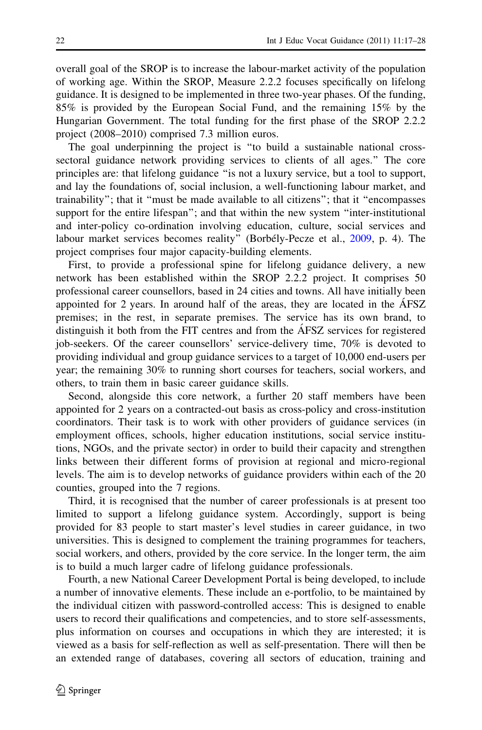overall goal of the SROP is to increase the labour-market activity of the population of working age. Within the SROP, Measure 2.2.2 focuses specifically on lifelong guidance. It is designed to be implemented in three two-year phases. Of the funding, 85% is provided by the European Social Fund, and the remaining 15% by the Hungarian Government. The total funding for the first phase of the SROP 2.2.2 project (2008–2010) comprised 7.3 million euros.

The goal underpinning the project is "to build a sustainable national cross-sectoral guidance network providing services to clients of all ages." The core principles are: that lifelong guidance "is not a luxury service, but a tool to support, and lay the foundations of, social inclusion, a well-functioning labour market, and trainability"; that it "must be made available to all citizens"; that it "encompasses support for the entire lifespan"; and that within the new system "inter-institutional and inter-policy co-ordination involving education, culture, social services and labour market services becomes reality" (Borbély-Pecze et al., 2009, p. 4). The project comprises four major capacity-building elements.

First, to provide a professional spine for lifelong guidance delivery, a new network has been established within the SROP 2.2.2 project. It comprises 50 professional career counsellors, based in 24 cities and towns. All have initially been appointed for 2 years. In around half of the areas, they are located in the ÁFSZ premises; in the rest, in separate premises. The service has its own brand, to distinguish it both from the FIT centres and from the ÁFSZ services for registered job-seekers. Of the career counsellors' service-delivery time, 70% is devoted to providing individual and group guidance services to a target of 10,000 end-users per year; the remaining 30% to running short courses for teachers, social workers, and others, to train them in basic career guidance skills.

Second, alongside this core network, a further 20 staff members have been appointed for 2 years on a contracted-out basis as cross-policy and cross-institution coordinators. Their task is to work with other providers of guidance services (in employment offices, schools, higher education institutions, social service institutions, NGOs, and the private sector) in order to build their capacity and strengthen links between their different forms of provision at regional and micro-regional levels. The aim is to develop networks of guidance providers within each of the 20 counties, grouped into the 7 regions.

Third, it is recognised that the number of career professionals is at present too limited to support a lifelong guidance system. Accordingly, support is being provided for 83 people to start master's level studies in career guidance, in two universities. This is designed to complement the training programmes for teachers, social workers, and others, provided by the core service. In the longer term, the aim is to build a much larger cadre of lifelong guidance professionals.

Fourth, a new National Career Development Portal is being developed, to include a number of innovative elements. These include an e-portfolio, to be maintained by the individual citizen with password-controlled access: This is designed to enable users to record their qualifications and competencies, and to store self-assessments, plus information on courses and occupations in which they are interested; it is viewed as a basis for self-reflection as well as self-presentation. There will then be an extended range of databases, covering all sectors of education, training and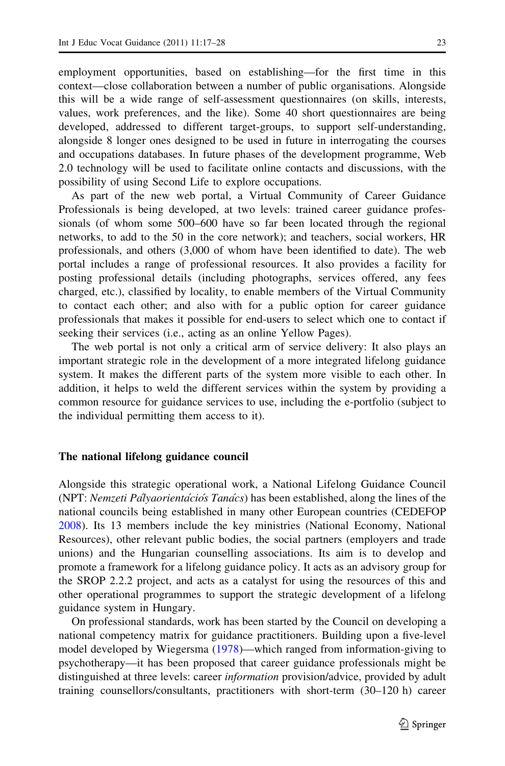employment opportunities, based on establishing—for the first time in this context—close collaboration between a number of public organisations. Alongside this will be a wide range of self-assessment questionnaires (on skills, interests, values, work preferences, and the like). Some 40 short questionnaires are being developed, addressed to different target-groups, to support self-understanding, alongside 8 longer ones designed to be used in future in interrogating the courses and occupations databases. In future phases of the development programme, Web 2.0 technology will be used to facilitate online contacts and discussions, with the possibility of using Second Life to explore occupations.

As part of the new web portal, a Virtual Community of Career Guidance Professionals is being developed, at two levels: trained career guidance professionals (of whom some 500–600 have so far been located through the regional networks, to add to the 50 in the core network); and teachers, social workers, HR professionals, and others (3,000 of whom have been identified to date). The web portal includes a range of professional resources. It also provides a facility for posting professional details (including photographs, services offered, any fees charged, etc.), classified by locality, to enable members of the Virtual Community to contact each other; and also with for a public option for career guidance professionals that makes it possible for end-users to select which one to contact if seeking their services (i.e., acting as an online Yellow Pages).

The web portal is not only a critical arm of service delivery: It also plays an important strategic role in the development of a more integrated lifelong guidance system. It makes the different parts of the system more visible to each other. In addition, it helps to weld the different services within the system by providing a common resource for guidance services to use, including the e-portfolio (subject to the individual permitting them access to it).

## The national lifelong guidance council

Alongside this strategic operational work, a National Lifelong Guidance Council (NPT: *Nemzeti Pályaorientációs Tanács*) has been established, along the lines of the national councils being established in many other European countries (CEDEFOP 2008). Its 13 members include the key ministries (National Economy, National Resources), other relevant public bodies, the social partners (employers and trade unions) and the Hungarian counselling associations. Its aim is to develop and promote a framework for a lifelong guidance policy. It acts as an advisory group for the SROP 2.2.2 project, and acts as a catalyst for using the resources of this and other operational programmes to support the strategic development of a lifelong guidance system in Hungary.

On professional standards, work has been started by the Council on developing a national competency matrix for guidance practitioners. Building upon a five-level model developed by Wiegersma (1978)—which ranged from information-giving to psychotherapy—it has been proposed that career guidance professionals might be distinguished at three levels: career *information* provision/advice, provided by adult training counsellors/consultants, practitioners with short-term (30–120 h) career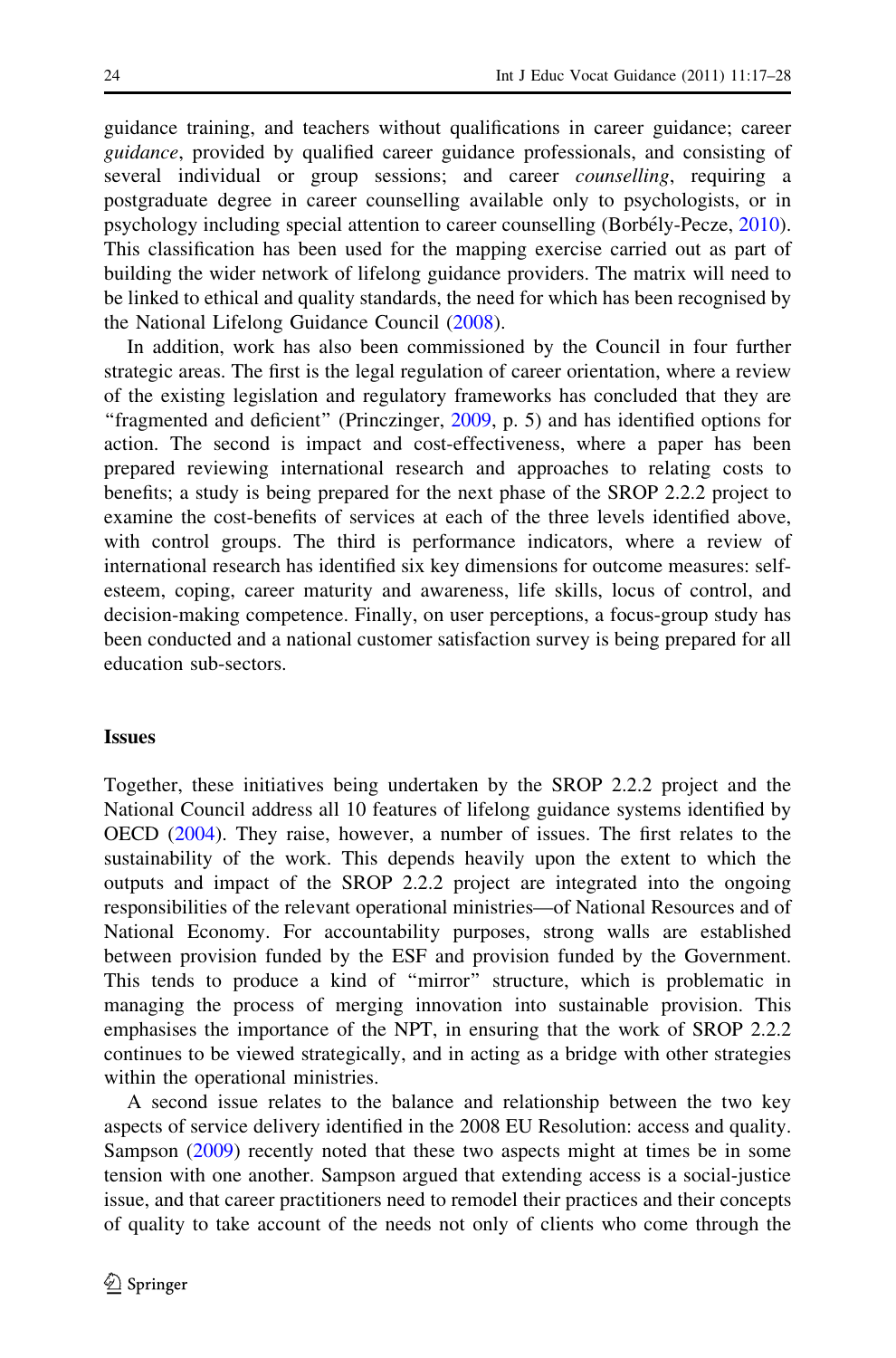guidance training, and teachers without qualifications in career guidance; career *guidance*, provided by qualified career guidance professionals, and consisting of several individual or group sessions; and career *counselling*, requiring a postgraduate degree in career counselling available only to psychologists, or in psychology including special attention to career counselling (Borbély-Pecze, 2010). This classification has been used for the mapping exercise carried out as part of building the wider network of lifelong guidance providers. The matrix will need to be linked to ethical and quality standards, the need for which has been recognised by the National Lifelong Guidance Council (2008).

In addition, work has also been commissioned by the Council in four further strategic areas. The first is the legal regulation of career orientation, where a review of the existing legislation and regulatory frameworks has concluded that they are "fragmented and deficient" (Princzinger, 2009, p. 5) and has identified options for action. The second is impact and cost-effectiveness, where a paper has been prepared reviewing international research and approaches to relating costs to benefits; a study is being prepared for the next phase of the SROP 2.2.2 project to examine the cost-benefits of services at each of the three levels identified above, with control groups. The third is performance indicators, where a review of international research has identified six key dimensions for outcome measures: self-esteem, coping, career maturity and awareness, life skills, locus of control, and decision-making competence. Finally, on user perceptions, a focus-group study has been conducted and a national customer satisfaction survey is being prepared for all education sub-sectors.

## Issues

Together, these initiatives being undertaken by the SROP 2.2.2 project and the National Council address all 10 features of lifelong guidance systems identified by OECD (2004). They raise, however, a number of issues. The first relates to the sustainability of the work. This depends heavily upon the extent to which the outputs and impact of the SROP 2.2.2 project are integrated into the ongoing responsibilities of the relevant operational ministries—of National Resources and of National Economy. For accountability purposes, strong walls are established between provision funded by the ESF and provision funded by the Government. This tends to produce a kind of "mirror" structure, which is problematic in managing the process of merging innovation into sustainable provision. This emphasises the importance of the NPT, in ensuring that the work of SROP 2.2.2 continues to be viewed strategically, and in acting as a bridge with other strategies within the operational ministries.

A second issue relates to the balance and relationship between the two key aspects of service delivery identified in the 2008 EU Resolution: access and quality. Sampson (2009) recently noted that these two aspects might at times be in some tension with one another. Sampson argued that extending access is a social-justice issue, and that career practitioners need to remodel their practices and their concepts of quality to take account of the needs not only of clients who come through the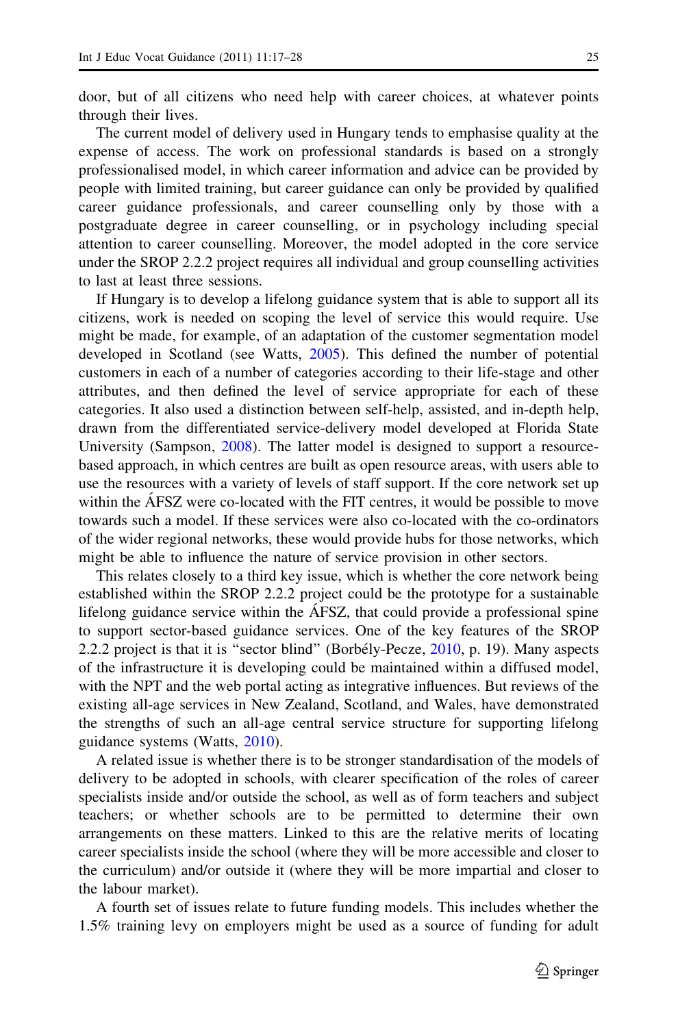door, but of all citizens who need help with career choices, at whatever points through their lives.

The current model of delivery used in Hungary tends to emphasise quality at the expense of access. The work on professional standards is based on a strongly professionalised model, in which career information and advice can be provided by people with limited training, but career guidance can only be provided by qualified career guidance professionals, and career counselling only by those with a postgraduate degree in career counselling, or in psychology including special attention to career counselling. Moreover, the model adopted in the core service under the SROP 2.2.2 project requires all individual and group counselling activities to last at least three sessions.

If Hungary is to develop a lifelong guidance system that is able to support all its citizens, work is needed on scoping the level of service this would require. Use might be made, for example, of an adaptation of the customer segmentation model developed in Scotland (see Watts, 2005). This defined the number of potential customers in each of a number of categories according to their life-stage and other attributes, and then defined the level of service appropriate for each of these categories. It also used a distinction between self-help, assisted, and in-depth help, drawn from the differentiated service-delivery model developed at Florida State University (Sampson, 2008). The latter model is designed to support a resource-based approach, in which centres are built as open resource areas, with users able to use the resources with a variety of levels of staff support. If the core network set up within the ÁFSZ were co-located with the FIT centres, it would be possible to move towards such a model. If these services were also co-located with the co-ordinators of the wider regional networks, these would provide hubs for those networks, which might be able to influence the nature of service provision in other sectors.

This relates closely to a third key issue, which is whether the core network being established within the SROP 2.2.2 project could be the prototype for a sustainable lifelong guidance service within the ÁFSZ, that could provide a professional spine to support sector-based guidance services. One of the key features of the SROP 2.2.2 project is that it is "sector blind" (Borbély-Pecze, 2010, p. 19). Many aspects of the infrastructure it is developing could be maintained within a diffused model, with the NPT and the web portal acting as integrative influences. But reviews of the existing all-age services in New Zealand, Scotland, and Wales, have demonstrated the strengths of such an all-age central service structure for supporting lifelong guidance systems (Watts, 2010).

A related issue is whether there is to be stronger standardisation of the models of delivery to be adopted in schools, with clearer specification of the roles of career specialists inside and/or outside the school, as well as of form teachers and subject teachers; or whether schools are to be permitted to determine their own arrangements on these matters. Linked to this are the relative merits of locating career specialists inside the school (where they will be more accessible and closer to the curriculum) and/or outside it (where they will be more impartial and closer to the labour market).

A fourth set of issues relate to future funding models. This includes whether the 1.5% training levy on employers might be used as a source of funding for adult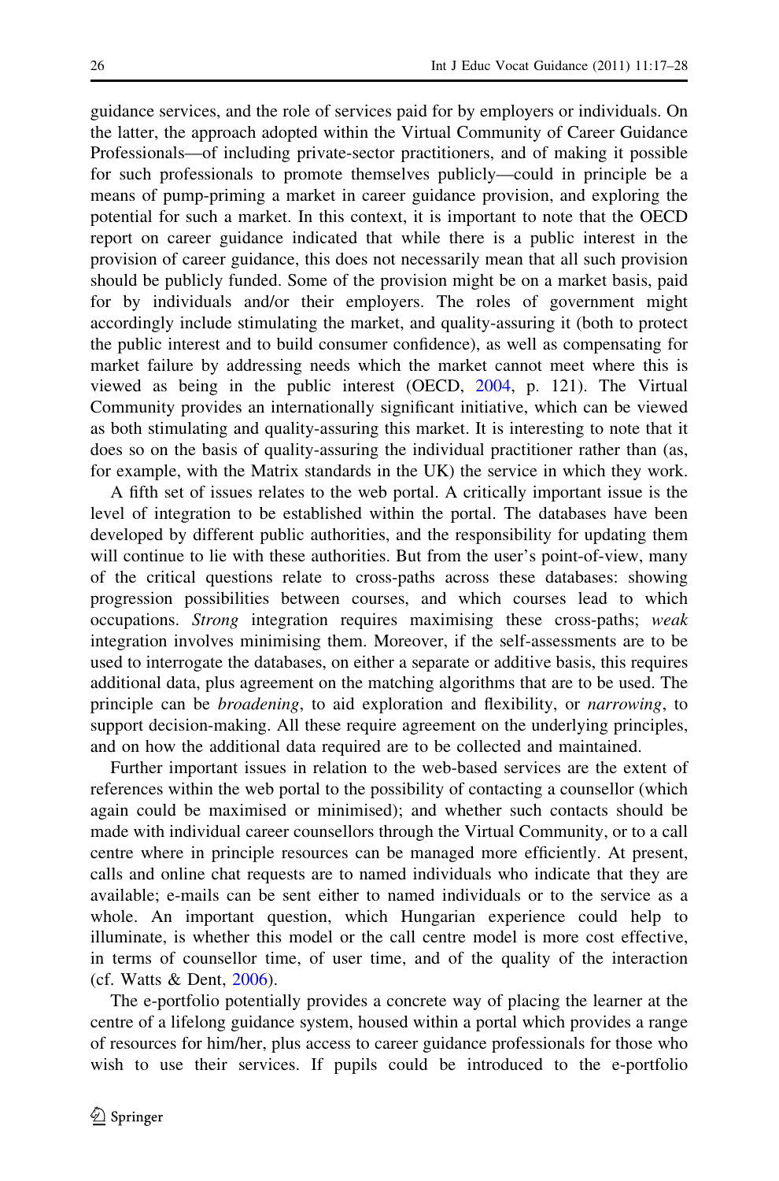guidance services, and the role of services paid for by employers or individuals. On the latter, the approach adopted within the Virtual Community of Career Guidance Professionals—of including private-sector practitioners, and of making it possible for such professionals to promote themselves publicly—could in principle be a means of pump-priming a market in career guidance provision, and exploring the potential for such a market. In this context, it is important to note that the OECD report on career guidance indicated that while there is a public interest in the provision of career guidance, this does not necessarily mean that all such provision should be publicly funded. Some of the provision might be on a market basis, paid for by individuals and/or their employers. The roles of government might accordingly include stimulating the market, and quality-assuring it (both to protect the public interest and to build consumer confidence), as well as compensating for market failure by addressing needs which the market cannot meet where this is viewed as being in the public interest (OECD, 2004, p. 121). The Virtual Community provides an internationally significant initiative, which can be viewed as both stimulating and quality-assuring this market. It is interesting to note that it does so on the basis of quality-assuring the individual practitioner rather than (as, for example, with the Matrix standards in the UK) the service in which they work.

A fifth set of issues relates to the web portal. A critically important issue is the level of integration to be established within the portal. The databases have been developed by different public authorities, and the responsibility for updating them will continue to lie with these authorities. But from the user's point-of-view, many of the critical questions relate to cross-paths across these databases: showing progression possibilities between courses, and which courses lead to which occupations. *Strong* integration requires maximising these cross-paths; *weak* integration involves minimising them. Moreover, if the self-assessments are to be used to interrogate the databases, on either a separate or additive basis, this requires additional data, plus agreement on the matching algorithms that are to be used. The principle can be *broadening*, to aid exploration and flexibility, or *narrowing*, to support decision-making. All these require agreement on the underlying principles, and on how the additional data required are to be collected and maintained.

Further important issues in relation to the web-based services are the extent of references within the web portal to the possibility of contacting a counsellor (which again could be maximised or minimised); and whether such contacts should be made with individual career counsellors through the Virtual Community, or to a call centre where in principle resources can be managed more efficiently. At present, calls and online chat requests are to named individuals who indicate that they are available; e-mails can be sent either to named individuals or to the service as a whole. An important question, which Hungarian experience could help to illuminate, is whether this model or the call centre model is more cost effective, in terms of counsellor time, of user time, and of the quality of the interaction (cf. Watts & Dent, 2006).

The e-portfolio potentially provides a concrete way of placing the learner at the centre of a lifelong guidance system, housed within a portal which provides a range of resources for him/her, plus access to career guidance professionals for those who wish to use their services. If pupils could be introduced to the e-portfolio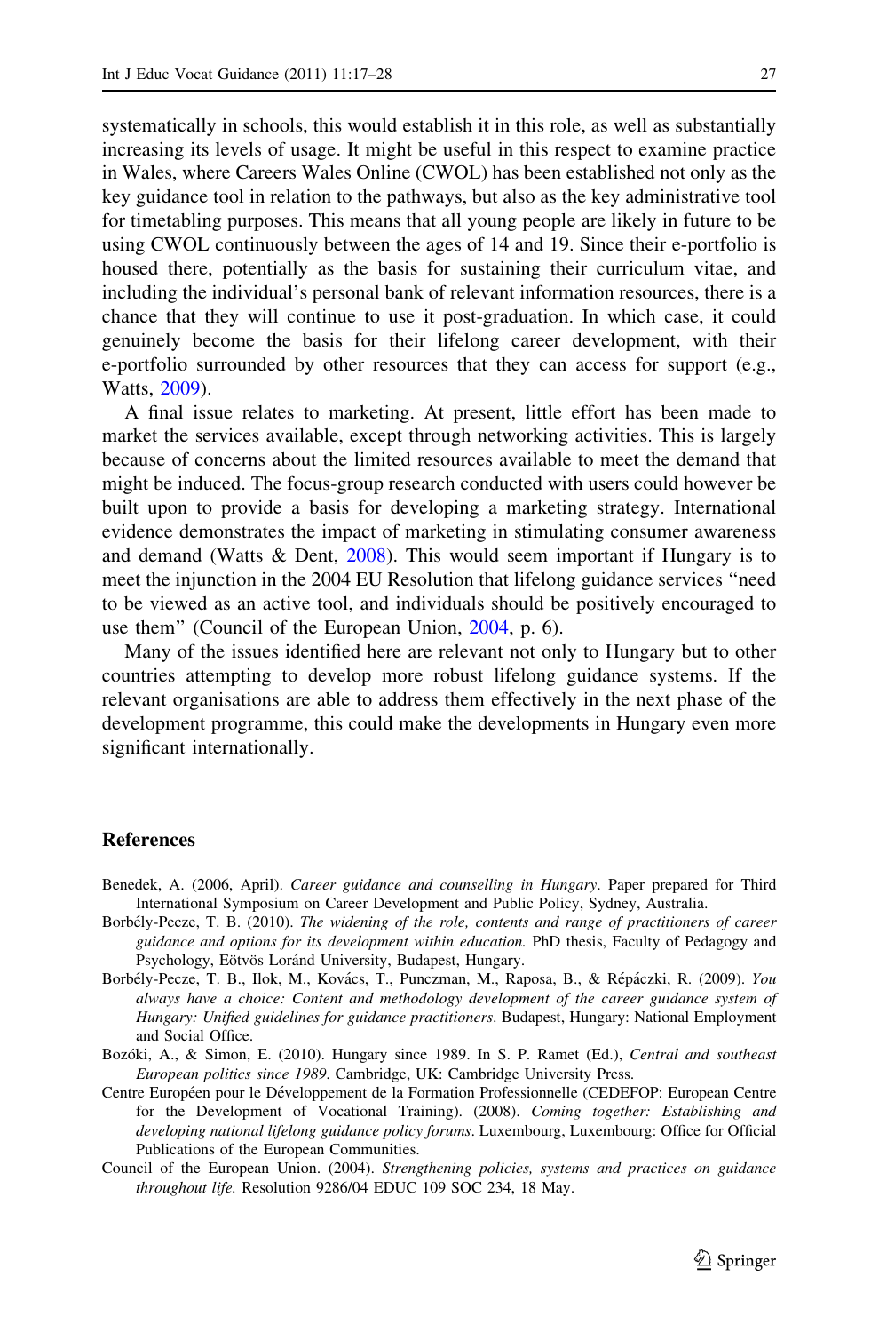systematically in schools, this would establish it in this role, as well as substantially increasing its levels of usage. It might be useful in this respect to examine practice in Wales, where Careers Wales Online (CWOL) has been established not only as the key guidance tool in relation to the pathways, but also as the key administrative tool for timetabling purposes. This means that all young people are likely in future to be using CWOL continuously between the ages of 14 and 19. Since their e-portfolio is housed there, potentially as the basis for sustaining their curriculum vitae, and including the individual's personal bank of relevant information resources, there is a chance that they will continue to use it post-graduation. In which case, it could genuinely become the basis for their lifelong career development, with their e-portfolio surrounded by other resources that they can access for support (e.g., Watts, 2009).

A final issue relates to marketing. At present, little effort has been made to market the services available, except through networking activities. This is largely because of concerns about the limited resources available to meet the demand that might be induced. The focus-group research conducted with users could however be built upon to provide a basis for developing a marketing strategy. International evidence demonstrates the impact of marketing in stimulating consumer awareness and demand (Watts & Dent, 2008). This would seem important if Hungary is to meet the injunction in the 2004 EU Resolution that lifelong guidance services "need to be viewed as an active tool, and individuals should be positively encouraged to use them" (Council of the European Union, 2004, p. 6).

Many of the issues identified here are relevant not only to Hungary but to other countries attempting to develop more robust lifelong guidance systems. If the relevant organisations are able to address them effectively in the next phase of the development programme, this could make the developments in Hungary even more significant internationally.

## References

Benedek, A. (2006, April). *Career guidance and counselling in Hungary*. Paper prepared for Third International Symposium on Career Development and Public Policy, Sydney, Australia.

Borbély-Pecze, T. B. (2010). *The widening of the role, contents and range of practitioners of career guidance and options for its development within education.* PhD thesis, Faculty of Pedagogy and Psychology, Eötvös Loránd University, Budapest, Hungary.

Borbély-Pecze, T. B., Ilok, M., Kovács, T., Punczman, M., Raposa, B., & Répáczki, R. (2009). *You always have a choice: Content and methodology development of the career guidance system of Hungary: Unified guidelines for guidance practitioners*. Budapest, Hungary: National Employment and Social Office.

Bozóki, A., & Simon, E. (2010). Hungary since 1989. In S. P. Ramet (Ed.), *Central and southeast European politics since 1989*. Cambridge, UK: Cambridge University Press.

Centre Européen pour le Développement de la Formation Professionnelle (CEDEFOP: European Centre for the Development of Vocational Training). (2008). *Coming together: Establishing and developing national lifelong guidance policy forums*. Luxembourg, Luxembourg: Office for Official Publications of the European Communities.

Council of the European Union. (2004). *Strengthening policies, systems and practices on guidance throughout life.* Resolution 9286/04 EDUC 109 SOC 234, 18 May.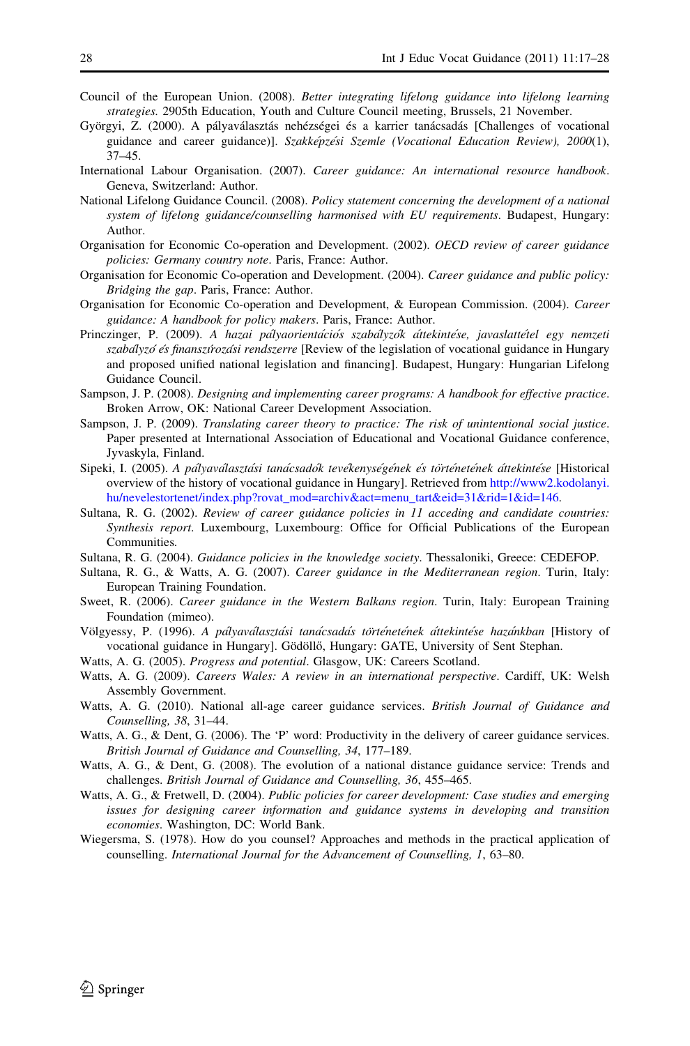Council of the European Union. (2008). *Better integrating lifelong guidance into lifelong learning strategies*. 2905th Education, Youth and Culture Council meeting, Brussels, 21 November.

Györgyi, Z. (2000). A pályaválasztás nehézségei és a karrier tanácsadás [Challenges of vocational guidance and career guidance)]. *Szakképzési Szemle (Vocational Education Review), 2000*(1), 37–45.

International Labour Organisation. (2007). *Career guidance: An international resource handbook*. Geneva, Switzerland: Author.

National Lifelong Guidance Council. (2008). *Policy statement concerning the development of a national system of lifelong guidance/counselling harmonised with EU requirements*. Budapest, Hungary: Author.

Organisation for Economic Co-operation and Development. (2002). *OECD review of career guidance policies: Germany country note*. Paris, France: Author.

Organisation for Economic Co-operation and Development. (2004). *Career guidance and public policy: Bridging the gap*. Paris, France: Author.

Organisation for Economic Co-operation and Development, & European Commission. (2004). *Career guidance: A handbook for policy makers*. Paris, France: Author.

Princzinger, P. (2009). *A hazai pályaorientációs szabályzók áttekintése, javaslattétel egy nemzeti szabályzó és finanszírozási rendszerre* [Review of the legislation of vocational guidance in Hungary and proposed unified national legislation and financing]. Budapest, Hungary: Hungarian Lifelong Guidance Council.

Sampson, J. P. (2008). *Designing and implementing career programs: A handbook for effective practice*. Broken Arrow, OK: National Career Development Association.

Sampson, J. P. (2009). *Translating career theory to practice: The risk of unintentional social justice*. Paper presented at International Association of Educational and Vocational Guidance conference, Jyvaskyla, Finland.

Sipeki, I. (2005). *A pályaválasztási tanácsadók tevékenységének és történetének áttekintése* [Historical overview of the history of vocational guidance in Hungary]. Retrieved from http://www2.kodolanyi.hu/nevelestortenet/index.php?rovat_mod=archiv&act=menu_tart&eid=31&rid=1&id=146.

Sultana, R. G. (2002). *Review of career guidance policies in 11 acceding and candidate countries: Synthesis report*. Luxembourg, Luxembourg: Office for Official Publications of the European Communities.

Sultana, R. G. (2004). *Guidance policies in the knowledge society*. Thessaloniki, Greece: CEDEFOP.

Sultana, R. G., & Watts, A. G. (2007). *Career guidance in the Mediterranean region*. Turin, Italy: European Training Foundation.

Sweet, R. (2006). *Career guidance in the Western Balkans region*. Turin, Italy: European Training Foundation (mimeo).

Völgyessy, P. (1996). *A pályaválasztási tanácsadás történetének áttekintése hazánkban* [History of vocational guidance in Hungary]. Gödöllő, Hungary: GATE, University of Sent Stephan.

Watts, A. G. (2005). *Progress and potential*. Glasgow, UK: Careers Scotland.

Watts, A. G. (2009). *Careers Wales: A review in an international perspective*. Cardiff, UK: Welsh Assembly Government.

Watts, A. G. (2010). National all-age career guidance services. *British Journal of Guidance and Counselling, 38*, 31–44.

Watts, A. G., & Dent, G. (2006). The 'P' word: Productivity in the delivery of career guidance services. *British Journal of Guidance and Counselling, 34*, 177–189.

Watts, A. G., & Dent, G. (2008). The evolution of a national distance guidance service: Trends and challenges. *British Journal of Guidance and Counselling, 36*, 455–465.

Watts, A. G., & Fretwell, D. (2004). *Public policies for career development: Case studies and emerging issues for designing career information and guidance systems in developing and transition economies*. Washington, DC: World Bank.

Wiegersma, S. (1978). How do you counsel? Approaches and methods in the practical application of counselling. *International Journal for the Advancement of Counselling, 1*, 63–80.